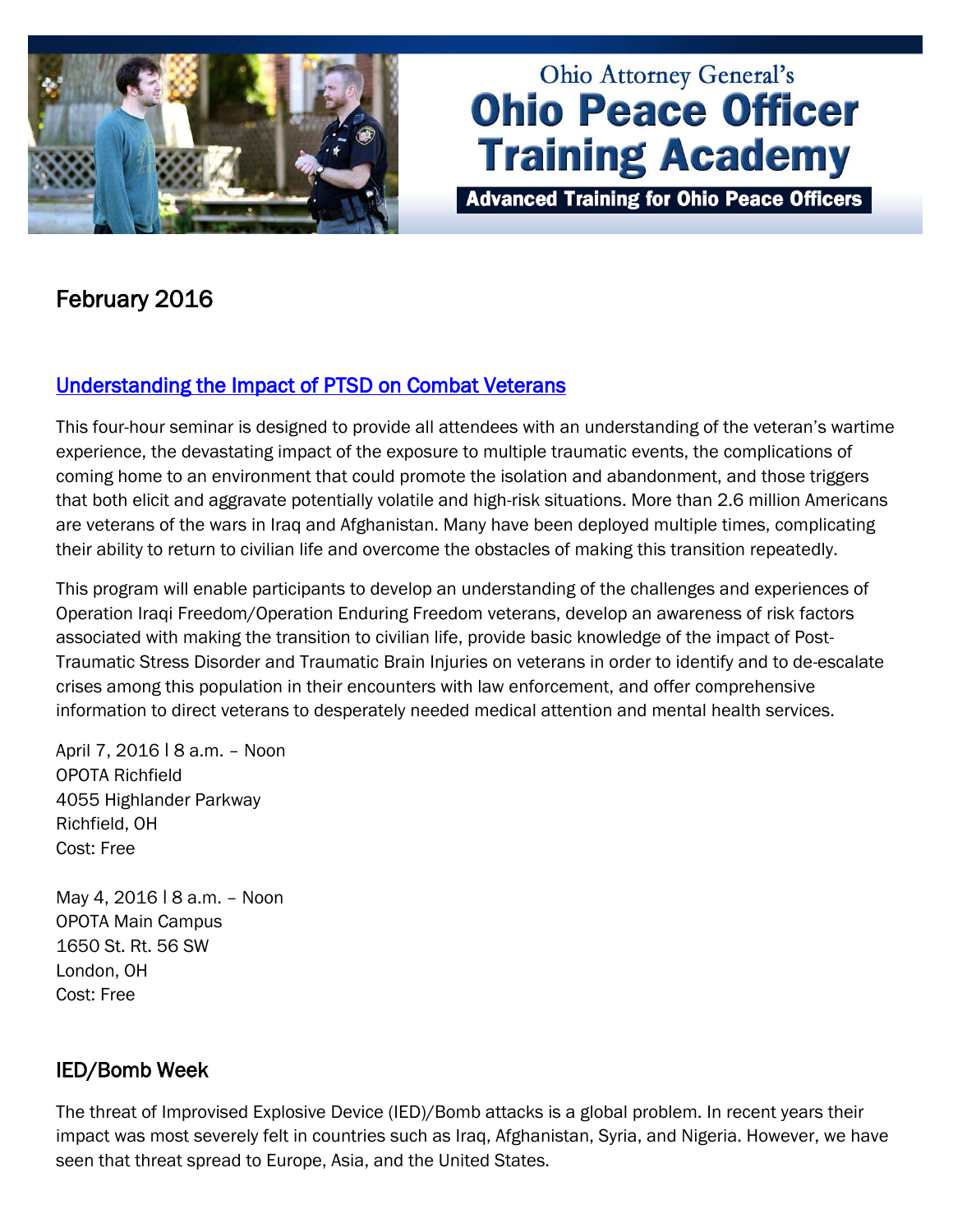Ohio Attorney General's

# Ohio Peace Officer Training Academy

**Advanced Training for Ohio Peace Officers**

## February 2016

### Understanding the Impact of PTSD on Combat Veterans

This four-hour seminar is designed to provide all attendees with an understanding of the veteran's wartime experience, the devastating impact of the exposure to multiple traumatic events, the complications of coming home to an environment that could promote the isolation and abandonment, and those triggers that both elicit and aggravate potentially volatile and high-risk situations. More than 2.6 million Americans are veterans of the wars in Iraq and Afghanistan. Many have been deployed multiple times, complicating their ability to return to civilian life and overcome the obstacles of making this transition repeatedly.

This program will enable participants to develop an understanding of the challenges and experiences of Operation Iraqi Freedom/Operation Enduring Freedom veterans, develop an awareness of risk factors associated with making the transition to civilian life, provide basic knowledge of the impact of Post-Traumatic Stress Disorder and Traumatic Brain Injuries on veterans in order to identify and to de-escalate crises among this population in their encounters with law enforcement, and offer comprehensive information to direct veterans to desperately needed medical attention and mental health services.

April 7, 2016 | 8 a.m. – Noon
OPOTA Richfield
4055 Highlander Parkway
Richfield, OH
Cost: Free

May 4, 2016 | 8 a.m. – Noon
OPOTA Main Campus
1650 St. Rt. 56 SW
London, OH
Cost: Free

### IED/Bomb Week

The threat of Improvised Explosive Device (IED)/Bomb attacks is a global problem. In recent years their impact was most severely felt in countries such as Iraq, Afghanistan, Syria, and Nigeria. However, we have seen that threat spread to Europe, Asia, and the United States.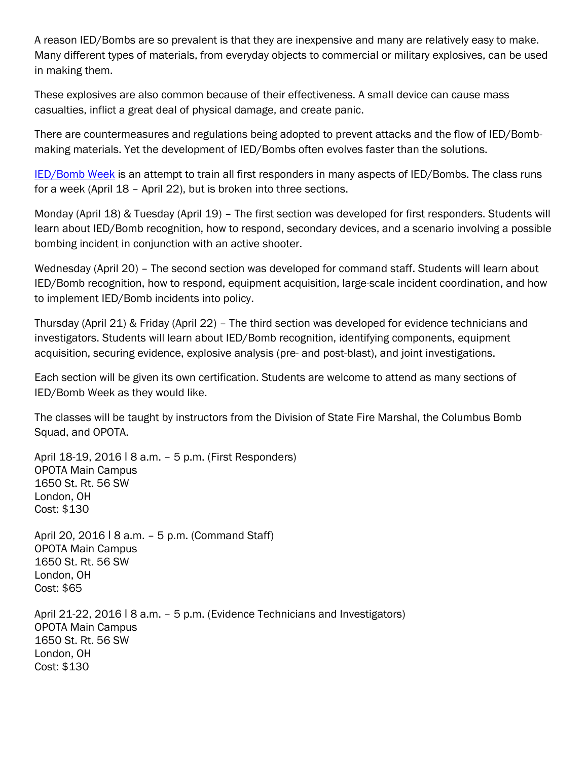A reason IED/Bombs are so prevalent is that they are inexpensive and many are relatively easy to make. Many different types of materials, from everyday objects to commercial or military explosives, can be used in making them.

These explosives are also common because of their effectiveness. A small device can cause mass casualties, inflict a great deal of physical damage, and create panic.

There are countermeasures and regulations being adopted to prevent attacks and the flow of IED/Bomb-making materials. Yet the development of IED/Bombs often evolves faster than the solutions.

IED/Bomb Week is an attempt to train all first responders in many aspects of IED/Bombs. The class runs for a week (April 18 – April 22), but is broken into three sections.

Monday (April 18) & Tuesday (April 19) – The first section was developed for first responders. Students will learn about IED/Bomb recognition, how to respond, secondary devices, and a scenario involving a possible bombing incident in conjunction with an active shooter.

Wednesday (April 20) – The second section was developed for command staff. Students will learn about IED/Bomb recognition, how to respond, equipment acquisition, large-scale incident coordination, and how to implement IED/Bomb incidents into policy.

Thursday (April 21) & Friday (April 22) – The third section was developed for evidence technicians and investigators. Students will learn about IED/Bomb recognition, identifying components, equipment acquisition, securing evidence, explosive analysis (pre- and post-blast), and joint investigations.

Each section will be given its own certification. Students are welcome to attend as many sections of IED/Bomb Week as they would like.

The classes will be taught by instructors from the Division of State Fire Marshal, the Columbus Bomb Squad, and OPOTA.

April 18-19, 2016 | 8 a.m. – 5 p.m. (First Responders)
OPOTA Main Campus
1650 St. Rt. 56 SW
London, OH
Cost: $130

April 20, 2016 | 8 a.m. – 5 p.m. (Command Staff)
OPOTA Main Campus
1650 St. Rt. 56 SW
London, OH
Cost: $65

April 21-22, 2016 | 8 a.m. – 5 p.m. (Evidence Technicians and Investigators)
OPOTA Main Campus
1650 St. Rt. 56 SW
London, OH
Cost: $130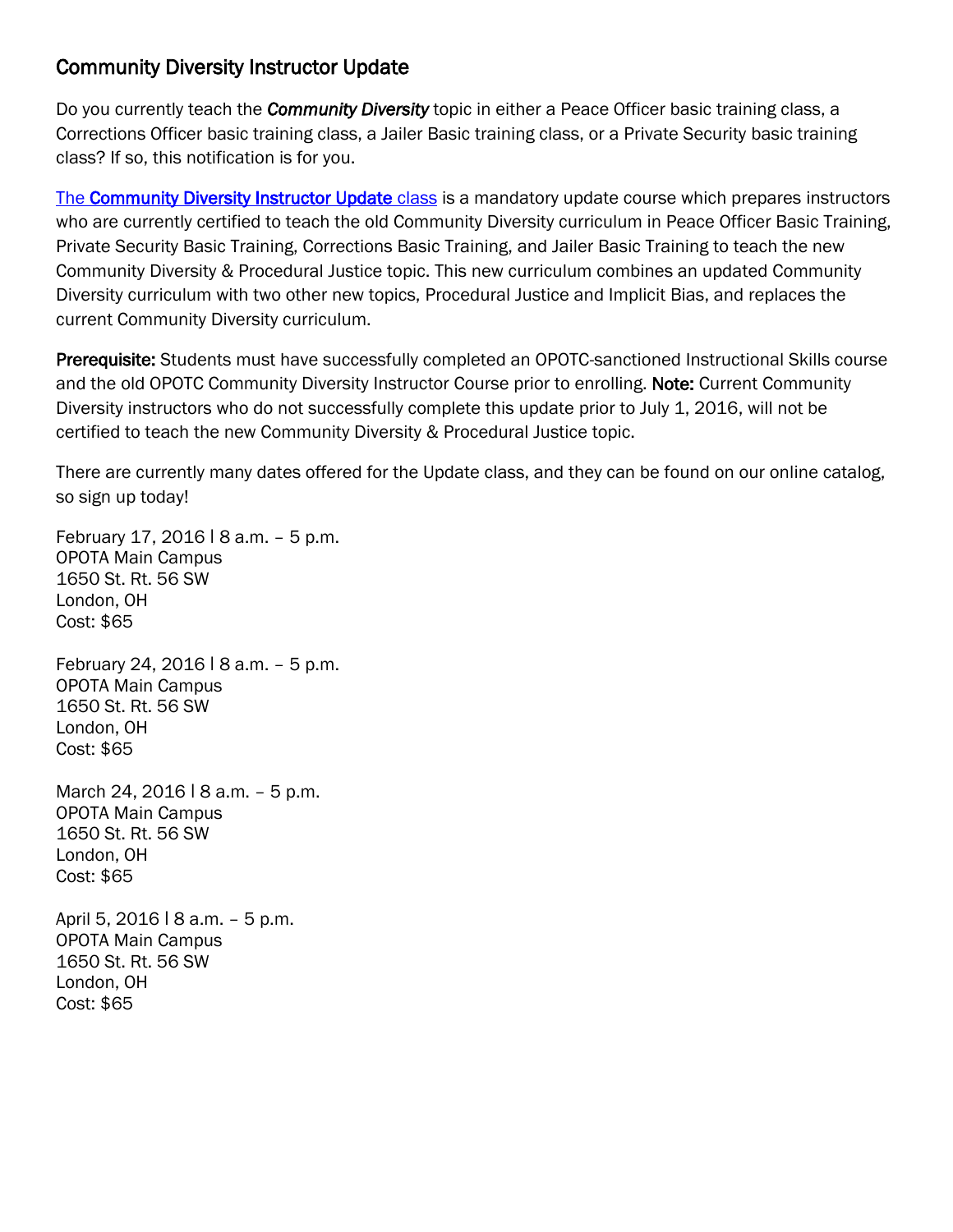## Community Diversity Instructor Update

Do you currently teach the ***Community Diversity*** topic in either a Peace Officer basic training class, a Corrections Officer basic training class, a Jailer Basic training class, or a Private Security basic training class? If so, this notification is for you.

The **Community Diversity Instructor Update** class is a mandatory update course which prepares instructors who are currently certified to teach the old Community Diversity curriculum in Peace Officer Basic Training, Private Security Basic Training, Corrections Basic Training, and Jailer Basic Training to teach the new Community Diversity & Procedural Justice topic. This new curriculum combines an updated Community Diversity curriculum with two other new topics, Procedural Justice and Implicit Bias, and replaces the current Community Diversity curriculum.

**Prerequisite:** Students must have successfully completed an OPOTC-sanctioned Instructional Skills course and the old OPOTC Community Diversity Instructor Course prior to enrolling. **Note:** Current Community Diversity instructors who do not successfully complete this update prior to July 1, 2016, will not be certified to teach the new Community Diversity & Procedural Justice topic.

There are currently many dates offered for the Update class, and they can be found on our online catalog, so sign up today!

February 17, 2016 | 8 a.m. – 5 p.m.
OPOTA Main Campus
1650 St. Rt. 56 SW
London, OH
Cost: $65

February 24, 2016 | 8 a.m. – 5 p.m.
OPOTA Main Campus
1650 St. Rt. 56 SW
London, OH
Cost: $65

March 24, 2016 | 8 a.m. – 5 p.m.
OPOTA Main Campus
1650 St. Rt. 56 SW
London, OH
Cost: $65

April 5, 2016 | 8 a.m. – 5 p.m.
OPOTA Main Campus
1650 St. Rt. 56 SW
London, OH
Cost: $65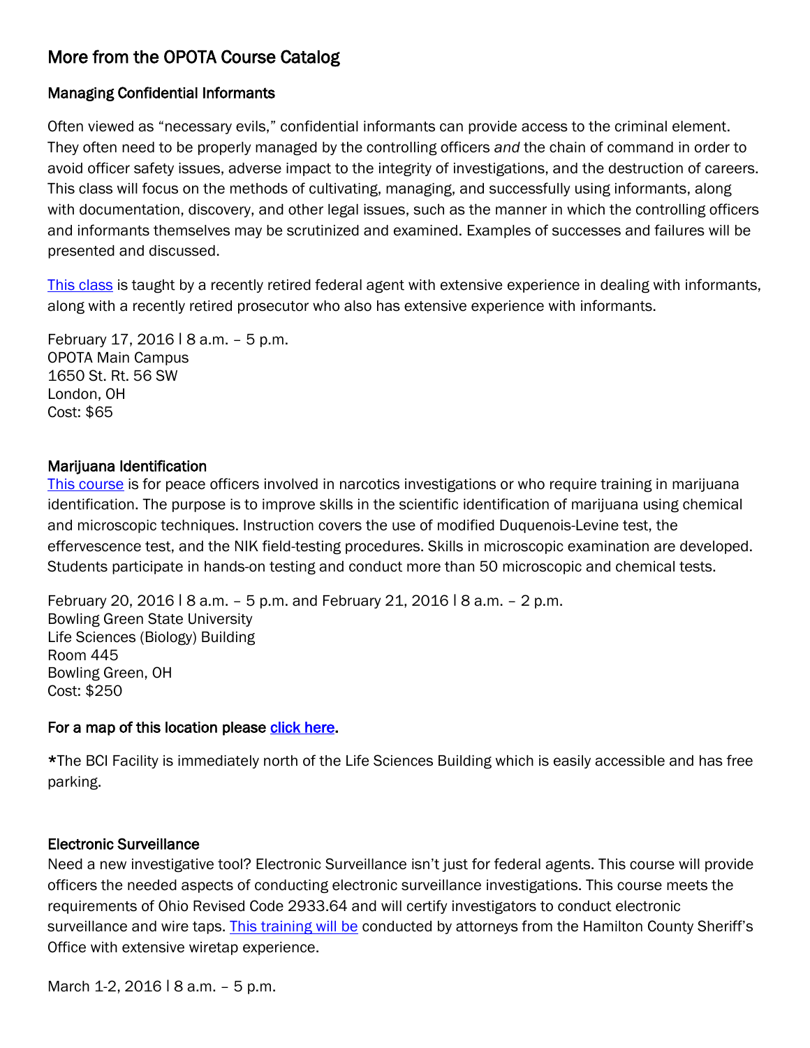## More from the OPOTA Course Catalog

### Managing Confidential Informants

Often viewed as "necessary evils," confidential informants can provide access to the criminal element. They often need to be properly managed by the controlling officers *and* the chain of command in order to avoid officer safety issues, adverse impact to the integrity of investigations, and the destruction of careers. This class will focus on the methods of cultivating, managing, and successfully using informants, along with documentation, discovery, and other legal issues, such as the manner in which the controlling officers and informants themselves may be scrutinized and examined. Examples of successes and failures will be presented and discussed.

This class is taught by a recently retired federal agent with extensive experience in dealing with informants, along with a recently retired prosecutor who also has extensive experience with informants.

February 17, 2016 | 8 a.m. – 5 p.m.
OPOTA Main Campus
1650 St. Rt. 56 SW
London, OH
Cost: $65

### Marijuana Identification

This course is for peace officers involved in narcotics investigations or who require training in marijuana identification. The purpose is to improve skills in the scientific identification of marijuana using chemical and microscopic techniques. Instruction covers the use of modified Duquenois-Levine test, the effervescence test, and the NIK field-testing procedures. Skills in microscopic examination are developed. Students participate in hands-on testing and conduct more than 50 microscopic and chemical tests.

February 20, 2016 | 8 a.m. – 5 p.m. and February 21, 2016 | 8 a.m. – 2 p.m.
Bowling Green State University
Life Sciences (Biology) Building
Room 445
Bowling Green, OH
Cost: $250

**For a map of this location please click here.**

*The BCI Facility is immediately north of the Life Sciences Building which is easily accessible and has free parking.

### Electronic Surveillance

Need a new investigative tool? Electronic Surveillance isn't just for federal agents. This course will provide officers the needed aspects of conducting electronic surveillance investigations. This course meets the requirements of Ohio Revised Code 2933.64 and will certify investigators to conduct electronic surveillance and wire taps. This training will be conducted by attorneys from the Hamilton County Sheriff's Office with extensive wiretap experience.

March 1-2, 2016 | 8 a.m. – 5 p.m.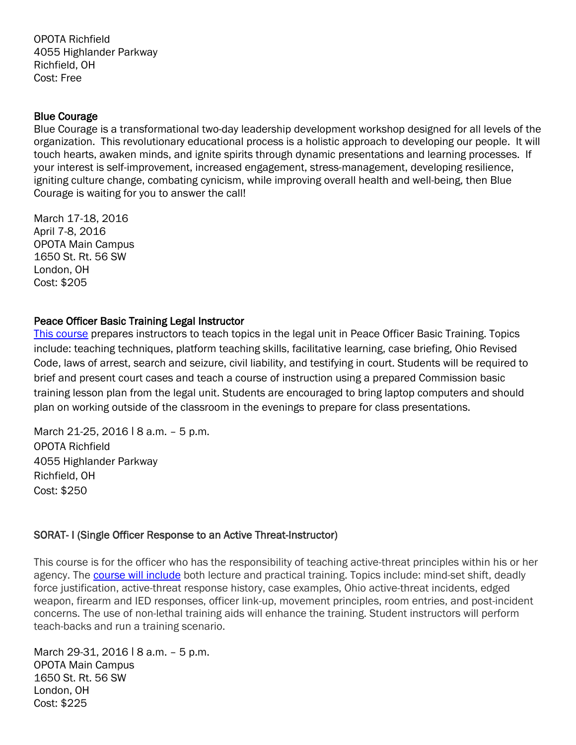OPOTA Richfield
4055 Highlander Parkway
Richfield, OH
Cost: Free

**Blue Courage**

Blue Courage is a transformational two-day leadership development workshop designed for all levels of the organization. This revolutionary educational process is a holistic approach to developing our people. It will touch hearts, awaken minds, and ignite spirits through dynamic presentations and learning processes. If your interest is self-improvement, increased engagement, stress-management, developing resilience, igniting culture change, combating cynicism, while improving overall health and well-being, then Blue Courage is waiting for you to answer the call!

March 17-18, 2016
April 7-8, 2016
OPOTA Main Campus
1650 St. Rt. 56 SW
London, OH
Cost: $205

**Peace Officer Basic Training Legal Instructor**

This course prepares instructors to teach topics in the legal unit in Peace Officer Basic Training. Topics include: teaching techniques, platform teaching skills, facilitative learning, case briefing, Ohio Revised Code, laws of arrest, search and seizure, civil liability, and testifying in court. Students will be required to brief and present court cases and teach a course of instruction using a prepared Commission basic training lesson plan from the legal unit. Students are encouraged to bring laptop computers and should plan on working outside of the classroom in the evenings to prepare for class presentations.

March 21-25, 2016 | 8 a.m. – 5 p.m.
OPOTA Richfield
4055 Highlander Parkway
Richfield, OH
Cost: $250

**SORAT- I (Single Officer Response to an Active Threat-Instructor)**

This course is for the officer who has the responsibility of teaching active-threat principles within his or her agency. The course will include both lecture and practical training. Topics include: mind-set shift, deadly force justification, active-threat response history, case examples, Ohio active-threat incidents, edged weapon, firearm and IED responses, officer link-up, movement principles, room entries, and post-incident concerns. The use of non-lethal training aids will enhance the training. Student instructors will perform teach-backs and run a training scenario.

March 29-31, 2016 | 8 a.m. – 5 p.m.
OPOTA Main Campus
1650 St. Rt. 56 SW
London, OH
Cost: $225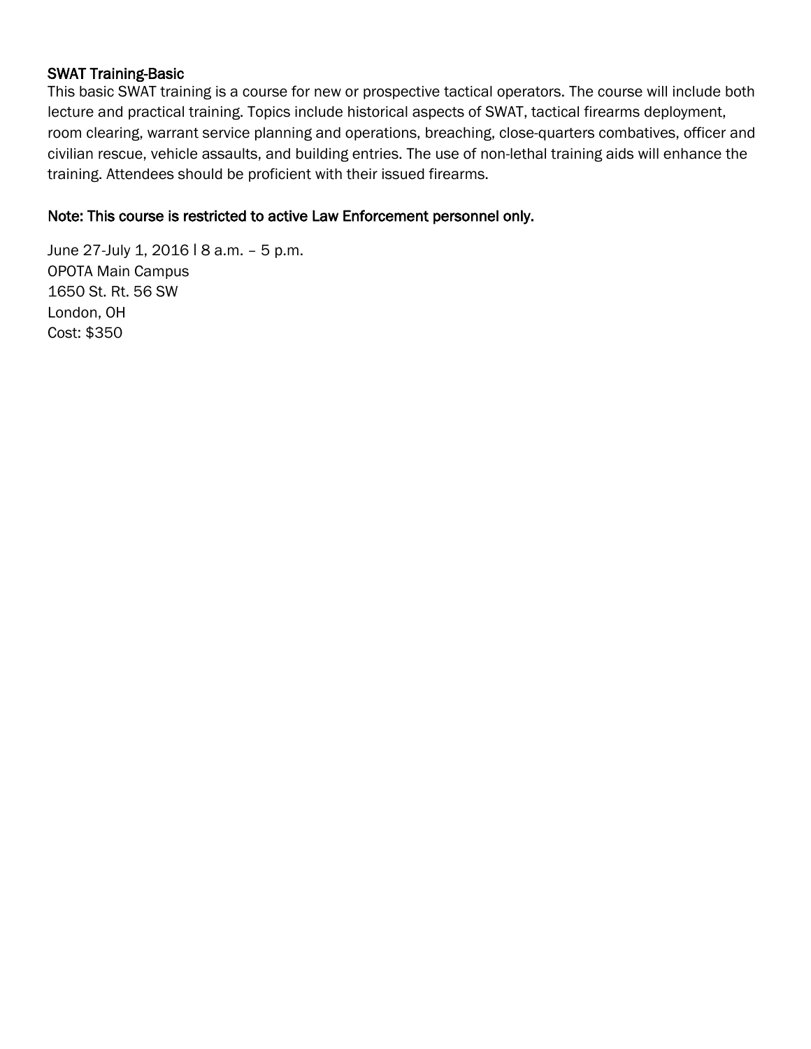**SWAT Training-Basic**

This basic SWAT training is a course for new or prospective tactical operators. The course will include both lecture and practical training. Topics include historical aspects of SWAT, tactical firearms deployment, room clearing, warrant service planning and operations, breaching, close-quarters combatives, officer and civilian rescue, vehicle assaults, and building entries. The use of non-lethal training aids will enhance the training. Attendees should be proficient with their issued firearms.

**Note: This course is restricted to active Law Enforcement personnel only.**

June 27-July 1, 2016 | 8 a.m. – 5 p.m.
OPOTA Main Campus
1650 St. Rt. 56 SW
London, OH
Cost: $350